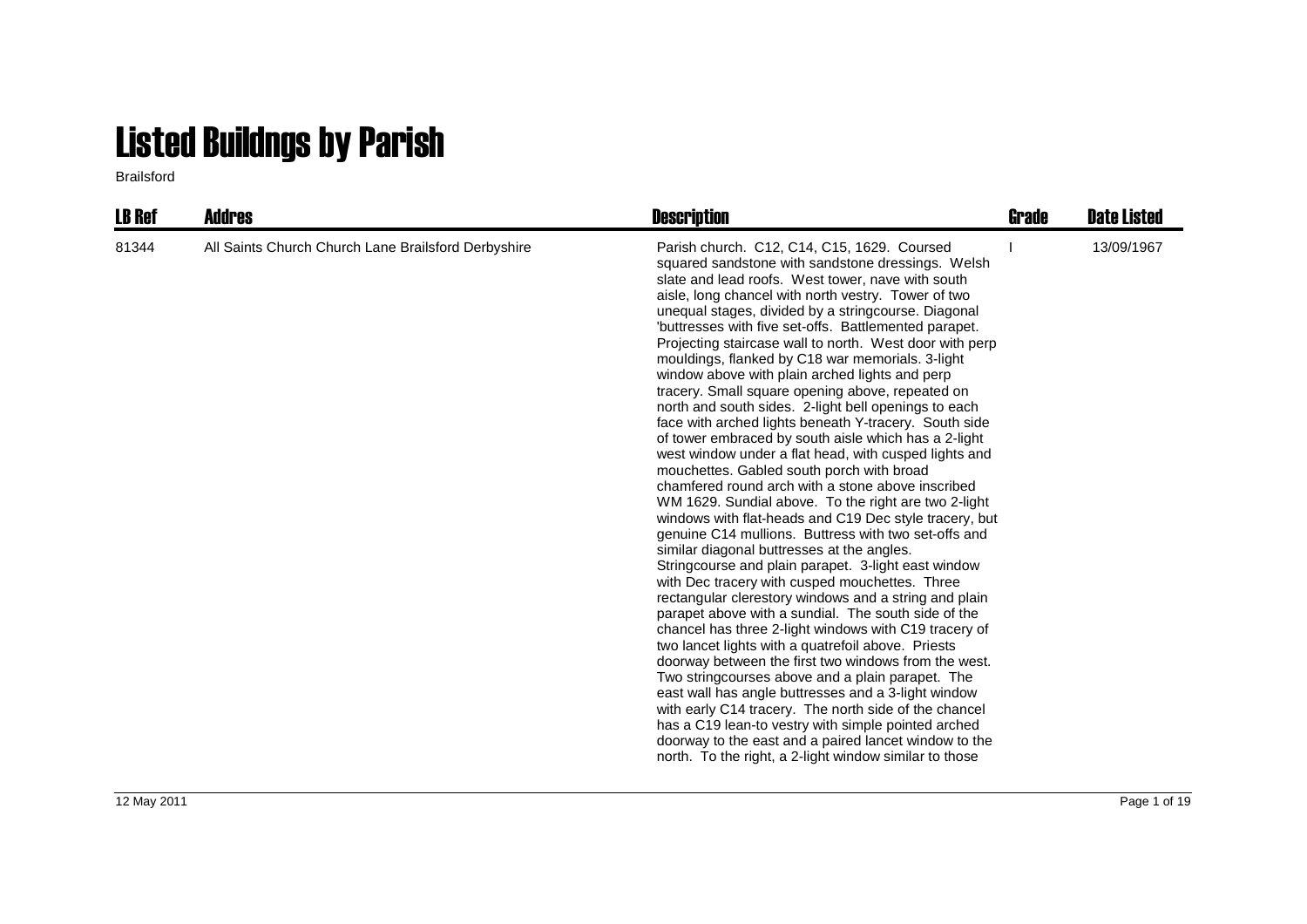# Listed Buildngs by Parish

Brailsford

| LB Ref | Addres | Description | Grade | Date Listed |
|---|---|---|---|---|
| 81344 | All Saints Church Church Lane Brailsford Derbyshire | Parish church. C12, C14, C15, 1629. Coursed squared sandstone with sandstone dressings. Welsh slate and lead roofs. West tower, nave with south aisle, long chancel with north vestry. Tower of two unequal stages, divided by a stringcourse. Diagonal 'buttresses with five set-offs. Battlemented parapet. Projecting staircase wall to north. West door with perp mouldings, flanked by C18 war memorials. 3-light window above with plain arched lights and perp tracery. Small square opening above, repeated on north and south sides. 2-light bell openings to each face with arched lights beneath Y-tracery. South side of tower embraced by south aisle which has a 2-light west window under a flat head, with cusped lights and mouchettes. Gabled south porch with broad chamfered round arch with a stone above inscribed WM 1629. Sundial above. To the right are two 2-light windows with flat-heads and C19 Dec style tracery, but genuine C14 mullions. Buttress with two set-offs and similar diagonal buttresses at the angles. Stringcourse and plain parapet. 3-light east window with Dec tracery with cusped mouchettes. Three rectangular clerestory windows and a string and plain parapet above with a sundial. The south side of the chancel has three 2-light windows with C19 tracery of two lancet lights with a quatrefoil above. Priests doorway between the first two windows from the west. Two stringcourses above and a plain parapet. The east wall has angle buttresses and a 3-light window with early C14 tracery. The north side of the chancel has a C19 lean-to vestry with simple pointed arched doorway to the east and a paired lancet window to the north. To the right, a 2-light window similar to those | I | 13/09/1967 |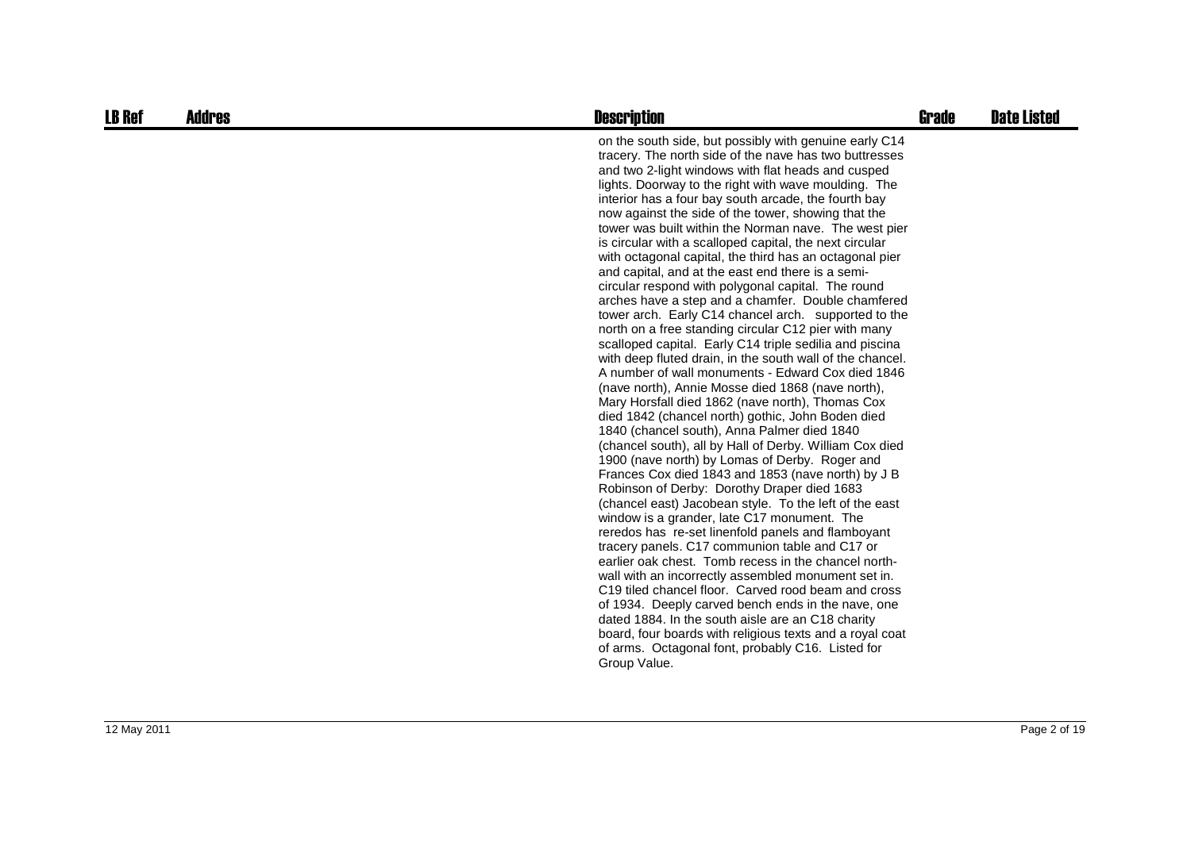| LB Ref | Addres | Description | Grade | Date Listed |
| --- | --- | --- | --- | --- |
| | | on the south side, but possibly with genuine early C14 tracery. The north side of the nave has two buttresses and two 2-light windows with flat heads and cusped lights. Doorway to the right with wave moulding. The interior has a four bay south arcade, the fourth bay now against the side of the tower, showing that the tower was built within the Norman nave. The west pier is circular with a scalloped capital, the next circular with octagonal capital, the third has an octagonal pier and capital, and at the east end there is a semi-circular respond with polygonal capital. The round arches have a step and a chamfer. Double chamfered tower arch. Early C14 chancel arch. supported to the north on a free standing circular C12 pier with many scalloped capital. Early C14 triple sedilia and piscina with deep fluted drain, in the south wall of the chancel. A number of wall monuments - Edward Cox died 1846 (nave north), Annie Mosse died 1868 (nave north), Mary Horsfall died 1862 (nave north), Thomas Cox died 1842 (chancel north) gothic, John Boden died 1840 (chancel south), Anna Palmer died 1840 (chancel south), all by Hall of Derby. William Cox died 1900 (nave north) by Lomas of Derby. Roger and Frances Cox died 1843 and 1853 (nave north) by J B Robinson of Derby: Dorothy Draper died 1683 (chancel east) Jacobean style. To the left of the east window is a grander, late C17 monument. The reredos has re-set linenfold panels and flamboyant tracery panels. C17 communion table and C17 or earlier oak chest. Tomb recess in the chancel north-wall with an incorrectly assembled monument set in. C19 tiled chancel floor. Carved rood beam and cross of 1934. Deeply carved bench ends in the nave, one dated 1884. In the south aisle are an C18 charity board, four boards with religious texts and a royal coat of arms. Octagonal font, probably C16. Listed for Group Value. | | |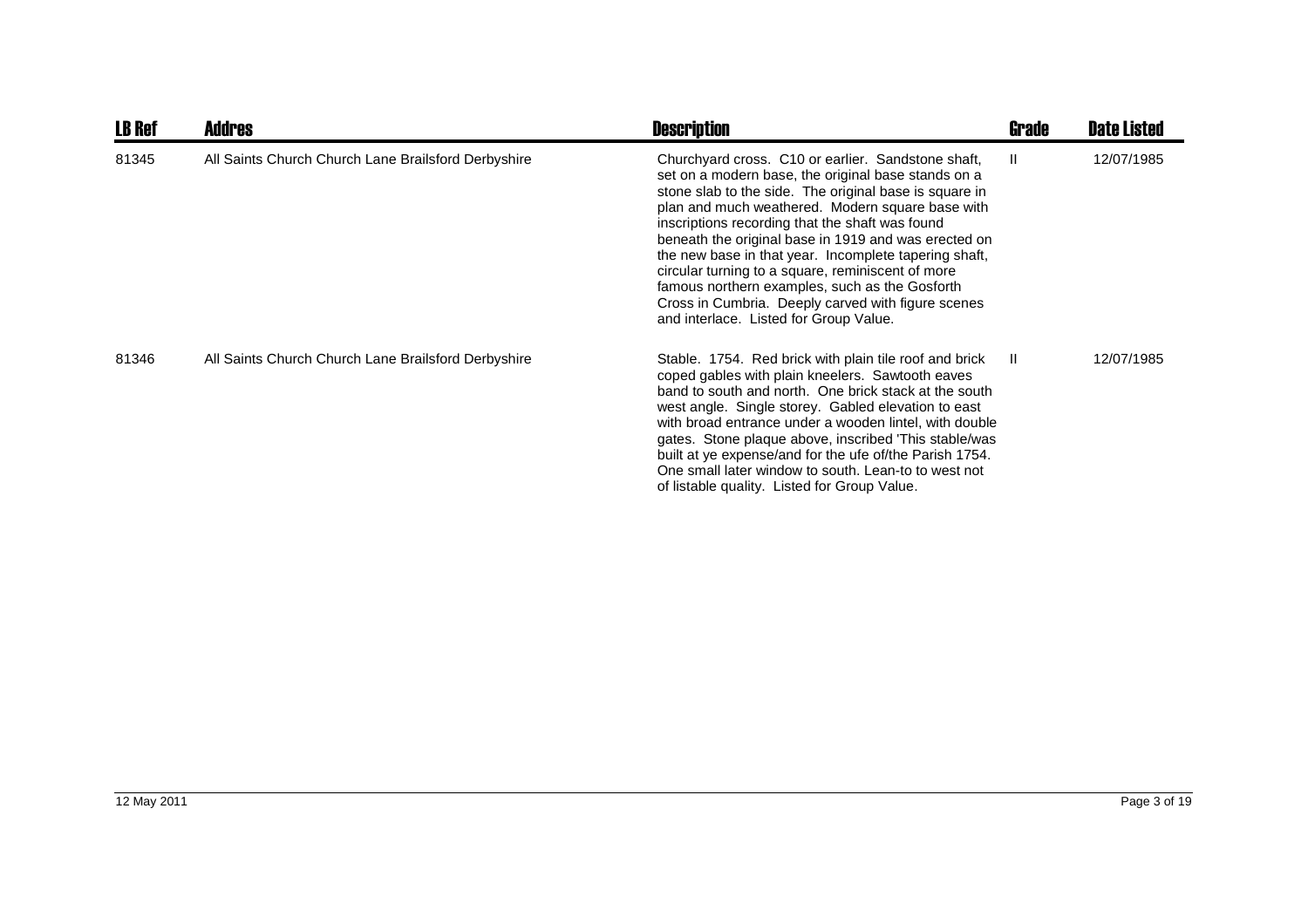| LB Ref | Addres | Description | Grade | Date Listed |
|---|---|---|---|---|
| 81345 | All Saints Church Church Lane Brailsford Derbyshire | Churchyard cross. C10 or earlier. Sandstone shaft, set on a modern base, the original base stands on a stone slab to the side. The original base is square in plan and much weathered. Modern square base with inscriptions recording that the shaft was found beneath the original base in 1919 and was erected on the new base in that year. Incomplete tapering shaft, circular turning to a square, reminiscent of more famous northern examples, such as the Gosforth Cross in Cumbria. Deeply carved with figure scenes and interlace. Listed for Group Value. | II | 12/07/1985 |
| 81346 | All Saints Church Church Lane Brailsford Derbyshire | Stable. 1754. Red brick with plain tile roof and brick coped gables with plain kneelers. Sawtooth eaves band to south and north. One brick stack at the south west angle. Single storey. Gabled elevation to east with broad entrance under a wooden lintel, with double gates. Stone plaque above, inscribed 'This stable/was built at ye expense/and for the ufe of/the Parish 1754. One small later window to south. Lean-to to west not of listable quality. Listed for Group Value. | II | 12/07/1985 |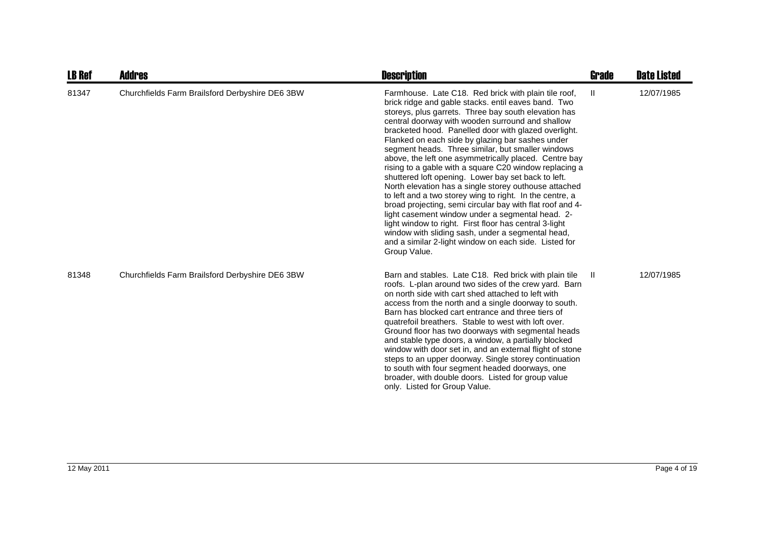| LB Ref | Addres | Description | Grade | Date Listed |
|---|---|---|---|---|
| 81347 | Churchfields Farm Brailsford Derbyshire DE6 3BW | Farmhouse. Late C18. Red brick with plain tile roof, brick ridge and gable stacks. entil eaves band. Two storeys, plus garrets. Three bay south elevation has central doorway with wooden surround and shallow bracketed hood. Panelled door with glazed overlight. Flanked on each side by glazing bar sashes under segment heads. Three similar, but smaller windows above, the left one asymmetrically placed. Centre bay rising to a gable with a square C20 window replacing a shuttered loft opening. Lower bay set back to left. North elevation has a single storey outhouse attached to left and a two storey wing to right. In the centre, a broad projecting, semi circular bay with flat roof and 4-light casement window under a segmental head. 2-light window to right. First floor has central 3-light window with sliding sash, under a segmental head, and a similar 2-light window on each side. Listed for Group Value. | II | 12/07/1985 |
| 81348 | Churchfields Farm Brailsford Derbyshire DE6 3BW | Barn and stables. Late C18. Red brick with plain tile roofs. L-plan around two sides of the crew yard. Barn on north side with cart shed attached to left with access from the north and a single doorway to south. Barn has blocked cart entrance and three tiers of quatrefoil breathers. Stable to west with loft over. Ground floor has two doorways with segmental heads and stable type doors, a window, a partially blocked window with door set in, and an external flight of stone steps to an upper doorway. Single storey continuation to south with four segment headed doorways, one broader, with double doors. Listed for group value only. Listed for Group Value. | II | 12/07/1985 |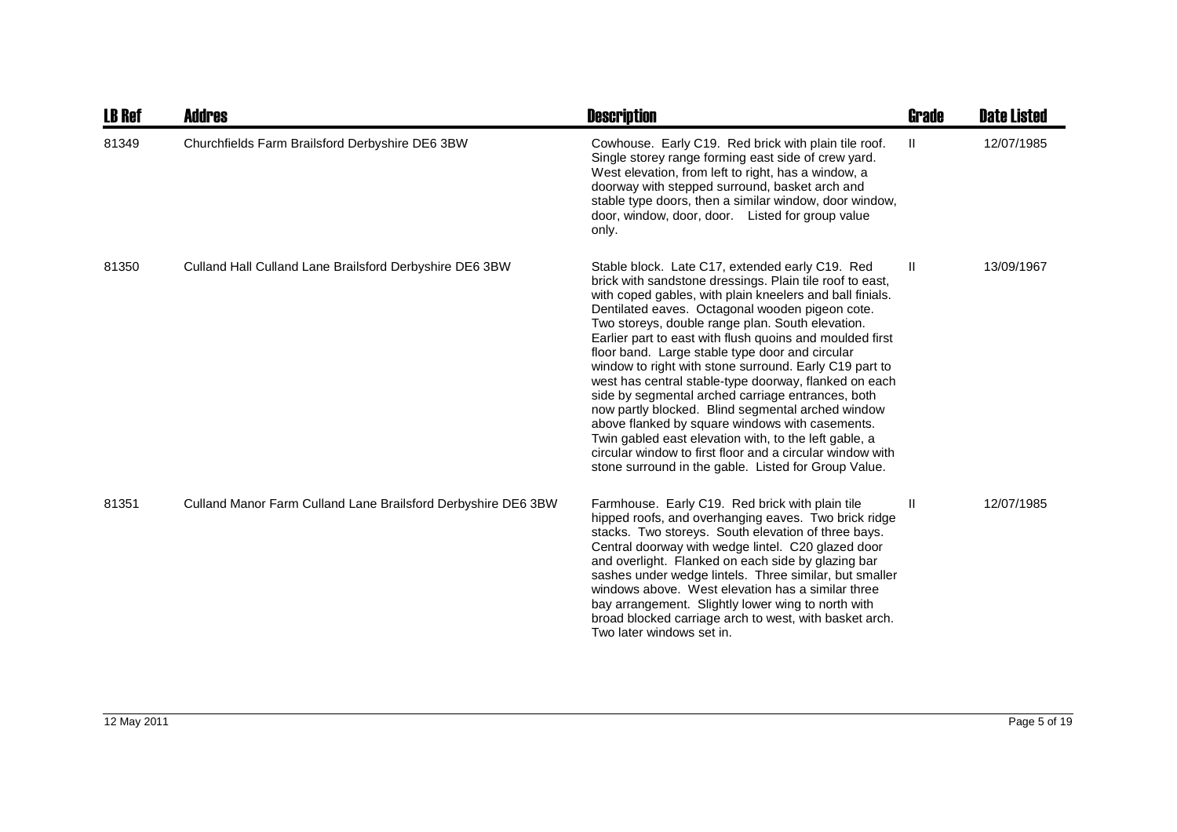| LB Ref | Addres | Description | Grade | Date Listed |
| --- | --- | --- | --- | --- |
| 81349 | Churchfields Farm Brailsford Derbyshire DE6 3BW | Cowhouse. Early C19. Red brick with plain tile roof. Single storey range forming east side of crew yard. West elevation, from left to right, has a window, a doorway with stepped surround, basket arch and stable type doors, then a similar window, door window, door, window, door, door. Listed for group value only. | II | 12/07/1985 |
| 81350 | Culland Hall Culland Lane Brailsford Derbyshire DE6 3BW | Stable block. Late C17, extended early C19. Red brick with sandstone dressings. Plain tile roof to east, with coped gables, with plain kneelers and ball finials. Dentilated eaves. Octagonal wooden pigeon cote. Two storeys, double range plan. South elevation. Earlier part to east with flush quoins and moulded first floor band. Large stable type door and circular window to right with stone surround. Early C19 part to west has central stable-type doorway, flanked on each side by segmental arched carriage entrances, both now partly blocked. Blind segmental arched window above flanked by square windows with casements. Twin gabled east elevation with, to the left gable, a circular window to first floor and a circular window with stone surround in the gable. Listed for Group Value. | II | 13/09/1967 |
| 81351 | Culland Manor Farm Culland Lane Brailsford Derbyshire DE6 3BW | Farmhouse. Early C19. Red brick with plain tile hipped roofs, and overhanging eaves. Two brick ridge stacks. Two storeys. South elevation of three bays. Central doorway with wedge lintel. C20 glazed door and overlight. Flanked on each side by glazing bar sashes under wedge lintels. Three similar, but smaller windows above. West elevation has a similar three bay arrangement. Slightly lower wing to north with broad blocked carriage arch to west, with basket arch. Two later windows set in. | II | 12/07/1985 |

12 May 2011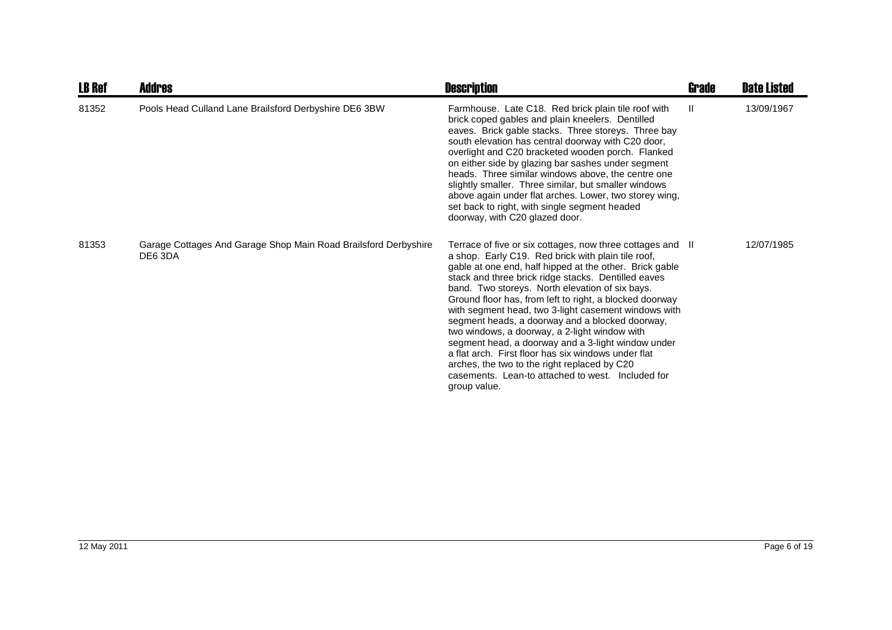| LB Ref | Addres | Description | Grade | Date Listed |
|---|---|---|---|---|
| 81352 | Pools Head Culland Lane Brailsford Derbyshire DE6 3BW | Farmhouse. Late C18. Red brick plain tile roof with brick coped gables and plain kneelers. Dentilled eaves. Brick gable stacks. Three storeys. Three bay south elevation has central doorway with C20 door, overlight and C20 bracketed wooden porch. Flanked on either side by glazing bar sashes under segment heads. Three similar windows above, the centre one slightly smaller. Three similar, but smaller windows above again under flat arches. Lower, two storey wing, set back to right, with single segment headed doorway, with C20 glazed door. | II | 13/09/1967 |
| 81353 | Garage Cottages And Garage Shop Main Road Brailsford Derbyshire DE6 3DA | Terrace of five or six cottages, now three cottages and a shop. Early C19. Red brick with plain tile roof, gable at one end, half hipped at the other. Brick gable stack and three brick ridge stacks. Dentilled eaves band. Two storeys. North elevation of six bays. Ground floor has, from left to right, a blocked doorway with segment head, two 3-light casement windows with segment heads, a doorway and a blocked doorway, two windows, a doorway, a 2-light window with segment head, a doorway and a 3-light window under a flat arch. First floor has six windows under flat arches, the two to the right replaced by C20 casements. Lean-to attached to west. Included for group value. | II | 12/07/1985 |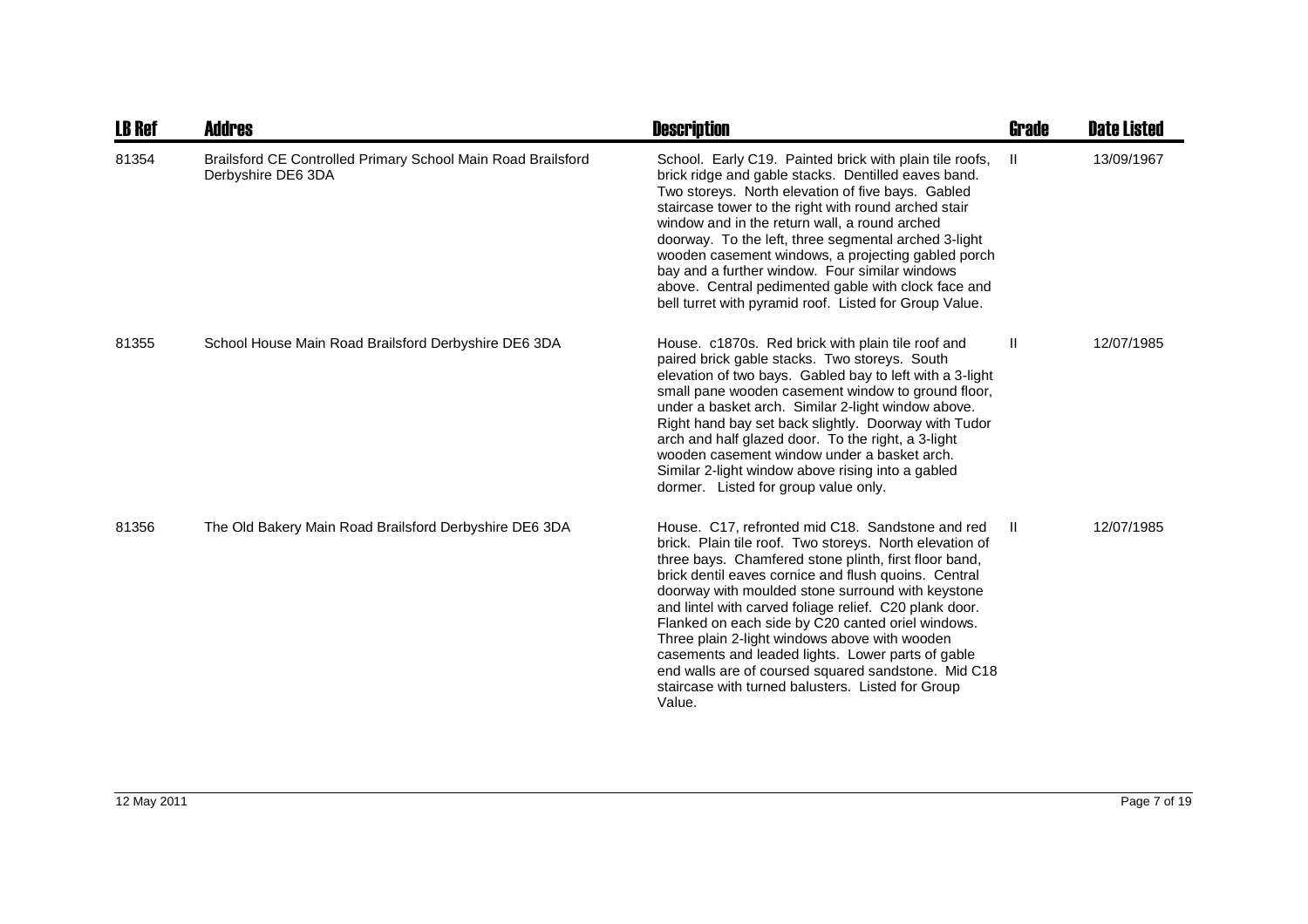| LB Ref | Addres | Description | Grade | Date Listed |
|---|---|---|---|---|
| 81354 | Brailsford CE Controlled Primary School Main Road Brailsford Derbyshire DE6 3DA | School. Early C19. Painted brick with plain tile roofs, brick ridge and gable stacks. Dentilled eaves band. Two storeys. North elevation of five bays. Gabled staircase tower to the right with round arched stair window and in the return wall, a round arched doorway. To the left, three segmental arched 3-light wooden casement windows, a projecting gabled porch bay and a further window. Four similar windows above. Central pedimented gable with clock face and bell turret with pyramid roof. Listed for Group Value. | II | 13/09/1967 |
| 81355 | School House Main Road Brailsford Derbyshire DE6 3DA | House. c1870s. Red brick with plain tile roof and paired brick gable stacks. Two storeys. South elevation of two bays. Gabled bay to left with a 3-light small pane wooden casement window to ground floor, under a basket arch. Similar 2-light window above. Right hand bay set back slightly. Doorway with Tudor arch and half glazed door. To the right, a 3-light wooden casement window under a basket arch. Similar 2-light window above rising into a gabled dormer. Listed for group value only. | II | 12/07/1985 |
| 81356 | The Old Bakery Main Road Brailsford Derbyshire DE6 3DA | House. C17, refronted mid C18. Sandstone and red brick. Plain tile roof. Two storeys. North elevation of three bays. Chamfered stone plinth, first floor band, brick dentil eaves cornice and flush quoins. Central doorway with moulded stone surround with keystone and lintel with carved foliage relief. C20 plank door. Flanked on each side by C20 canted oriel windows. Three plain 2-light windows above with wooden casements and leaded lights. Lower parts of gable end walls are of coursed squared sandstone. Mid C18 staircase with turned balusters. Listed for Group Value. | II | 12/07/1985 |

12 May 2011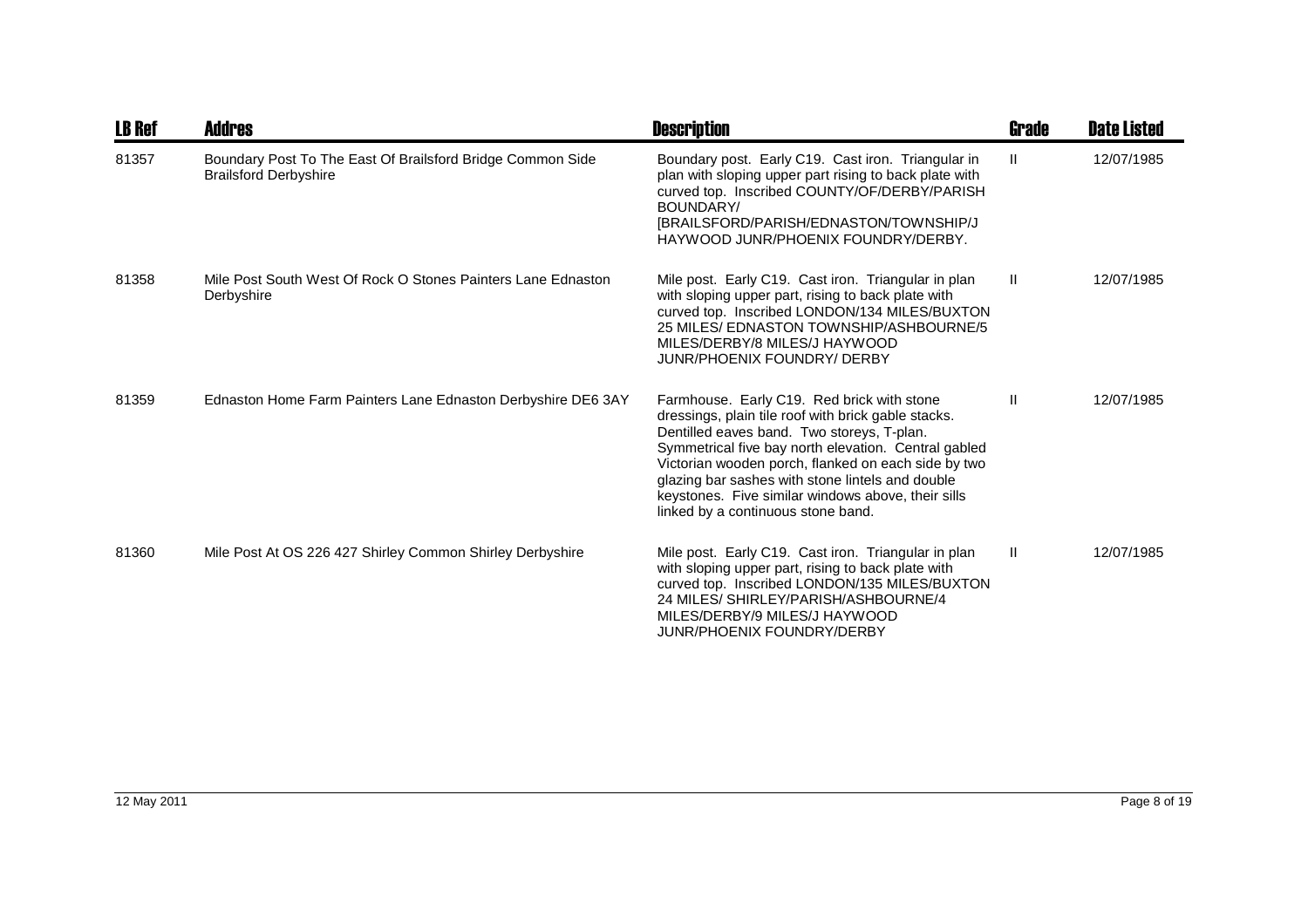| LB Ref | Addres | Description | Grade | Date Listed |
|---|---|---|---|---|
| 81357 | Boundary Post To The East Of Brailsford Bridge Common Side Brailsford Derbyshire | Boundary post. Early C19. Cast iron. Triangular in plan with sloping upper part rising to back plate with curved top. Inscribed COUNTY/OF/DERBY/PARISH BOUNDARY/ [BRAILSFORD/PARISH/EDNASTON/TOWNSHIP/J HAYWOOD JUNR/PHOENIX FOUNDRY/DERBY. | II | 12/07/1985 |
| 81358 | Mile Post South West Of Rock O Stones Painters Lane Ednaston Derbyshire | Mile post. Early C19. Cast iron. Triangular in plan with sloping upper part, rising to back plate with curved top. Inscribed LONDON/134 MILES/BUXTON 25 MILES/ EDNASTON TOWNSHIP/ASHBOURNE/5 MILES/DERBY/8 MILES/J HAYWOOD JUNR/PHOENIX FOUNDRY/ DERBY | II | 12/07/1985 |
| 81359 | Ednaston Home Farm Painters Lane Ednaston Derbyshire DE6 3AY | Farmhouse. Early C19. Red brick with stone dressings, plain tile roof with brick gable stacks. Dentilled eaves band. Two storeys, T-plan. Symmetrical five bay north elevation. Central gabled Victorian wooden porch, flanked on each side by two glazing bar sashes with stone lintels and double keystones. Five similar windows above, their sills linked by a continuous stone band. | II | 12/07/1985 |
| 81360 | Mile Post At OS 226 427 Shirley Common Shirley Derbyshire | Mile post. Early C19. Cast iron. Triangular in plan with sloping upper part, rising to back plate with curved top. Inscribed LONDON/135 MILES/BUXTON 24 MILES/ SHIRLEY/PARISH/ASHBOURNE/4 MILES/DERBY/9 MILES/J HAYWOOD JUNR/PHOENIX FOUNDRY/DERBY | II | 12/07/1985 |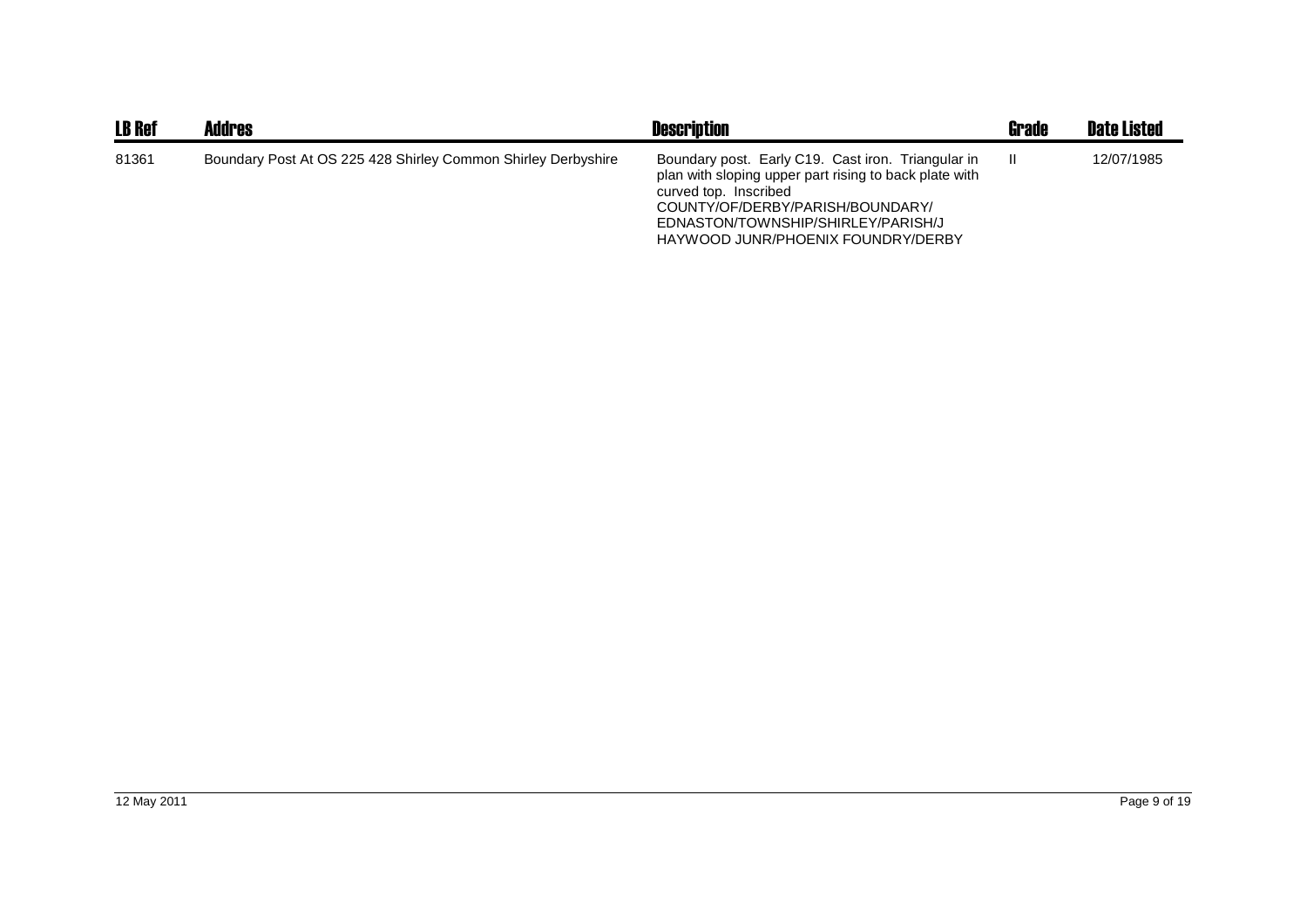| LB Ref | Addres | Description | Grade | Date Listed |
|---|---|---|---|---|
| 81361 | Boundary Post At OS 225 428 Shirley Common Shirley Derbyshire | Boundary post. Early C19. Cast iron. Triangular in plan with sloping upper part rising to back plate with curved top. Inscribed COUNTY/OF/DERBY/PARISH/BOUNDARY/ EDNASTON/TOWNSHIP/SHIRLEY/PARISH/J HAYWOOD JUNR/PHOENIX FOUNDRY/DERBY | II | 12/07/1985 |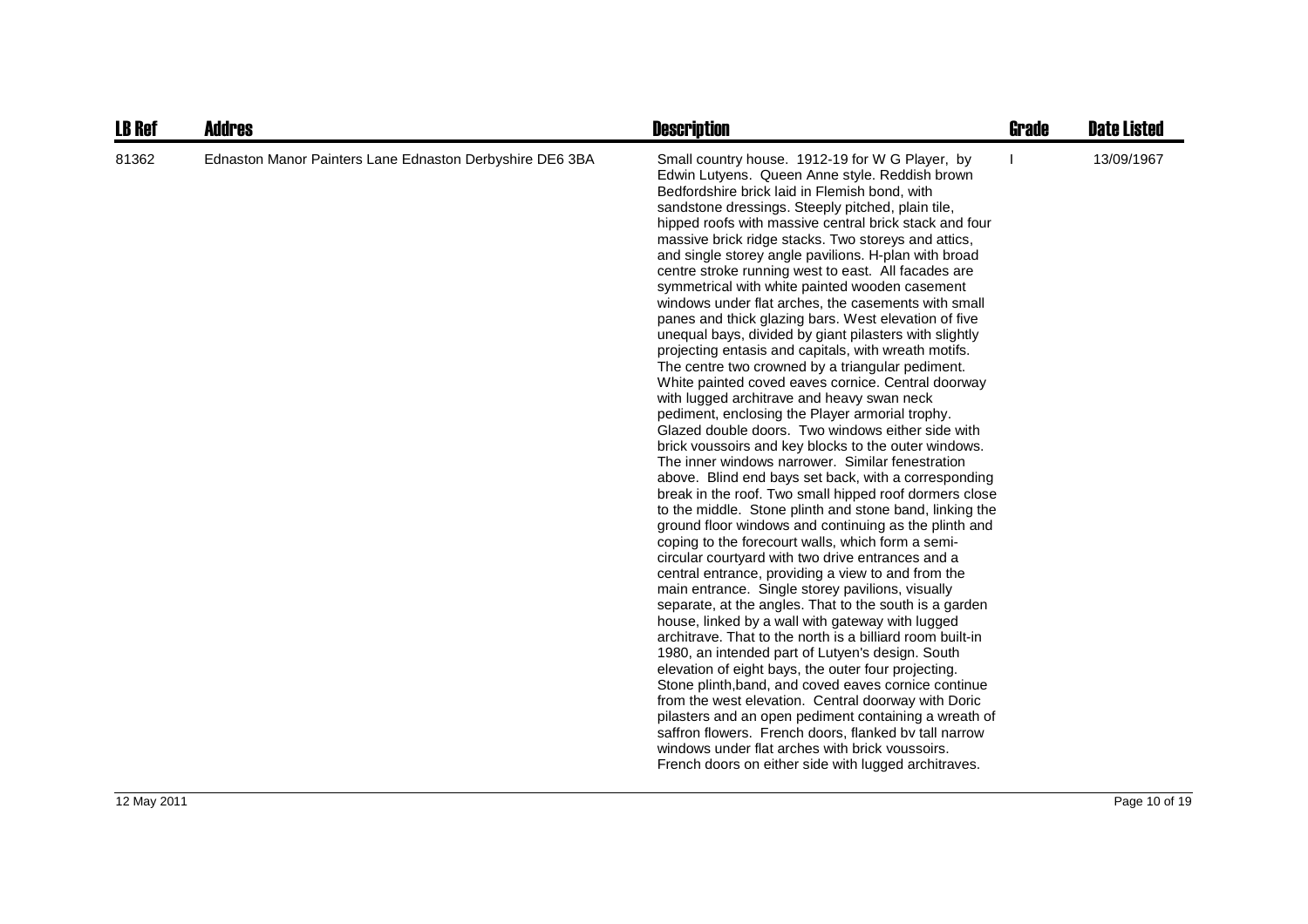| LB Ref | Addres | Description | Grade | Date Listed |
|---|---|---|---|---|
| 81362 | Ednaston Manor Painters Lane Ednaston Derbyshire DE6 3BA | Small country house. 1912-19 for W G Player, by Edwin Lutyens. Queen Anne style. Reddish brown Bedfordshire brick laid in Flemish bond, with sandstone dressings. Steeply pitched, plain tile, hipped roofs with massive central brick stack and four massive brick ridge stacks. Two storeys and attics, and single storey angle pavilions. H-plan with broad centre stroke running west to east. All facades are symmetrical with white painted wooden casement windows under flat arches, the casements with small panes and thick glazing bars. West elevation of five unequal bays, divided by giant pilasters with slightly projecting entasis and capitals, with wreath motifs. The centre two crowned by a triangular pediment. White painted coved eaves cornice. Central doorway with lugged architrave and heavy swan neck pediment, enclosing the Player armorial trophy. Glazed double doors. Two windows either side with brick voussoirs and key blocks to the outer windows. The inner windows narrower. Similar fenestration above. Blind end bays set back, with a corresponding break in the roof. Two small hipped roof dormers close to the middle. Stone plinth and stone band, linking the ground floor windows and continuing as the plinth and coping to the forecourt walls, which form a semi-circular courtyard with two drive entrances and a central entrance, providing a view to and from the main entrance. Single storey pavilions, visually separate, at the angles. That to the south is a garden house, linked by a wall with gateway with lugged architrave. That to the north is a billiard room built-in 1980, an intended part of Lutyen's design. South elevation of eight bays, the outer four projecting. Stone plinth,band, and coved eaves cornice continue from the west elevation. Central doorway with Doric pilasters and an open pediment containing a wreath of saffron flowers. French doors, flanked bv tall narrow windows under flat arches with brick voussoirs. French doors on either side with lugged architraves. | I | 13/09/1967 |

12 May 2011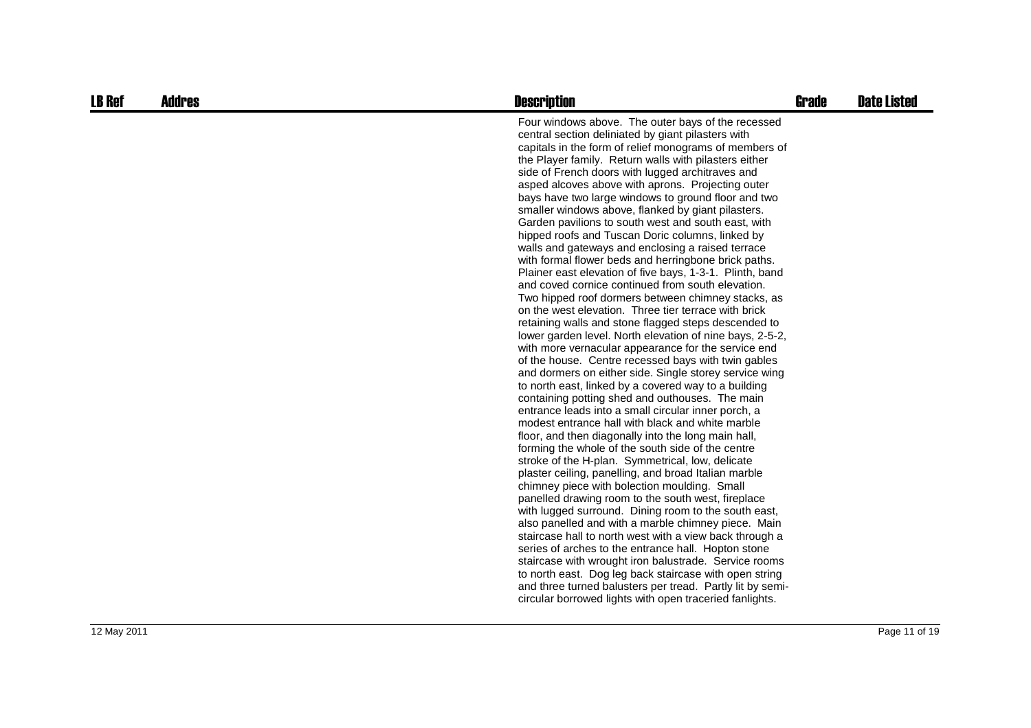| LB Ref | Addres | Description | Grade | Date Listed |
| --- | --- | --- | --- | --- |
| | | Four windows above. The outer bays of the recessed central section deliniated by giant pilasters with capitals in the form of relief monograms of members of the Player family. Return walls with pilasters either side of French doors with lugged architraves and asped alcoves above with aprons. Projecting outer bays have two large windows to ground floor and two smaller windows above, flanked by giant pilasters. Garden pavilions to south west and south east, with hipped roofs and Tuscan Doric columns, linked by walls and gateways and enclosing a raised terrace with formal flower beds and herringbone brick paths. Plainer east elevation of five bays, 1-3-1. Plinth, band and coved cornice continued from south elevation. Two hipped roof dormers between chimney stacks, as on the west elevation. Three tier terrace with brick retaining walls and stone flagged steps descended to lower garden level. North elevation of nine bays, 2-5-2, with more vernacular appearance for the service end of the house. Centre recessed bays with twin gables and dormers on either side. Single storey service wing to north east, linked by a covered way to a building containing potting shed and outhouses. The main entrance leads into a small circular inner porch, a modest entrance hall with black and white marble floor, and then diagonally into the long main hall, forming the whole of the south side of the centre stroke of the H-plan. Symmetrical, low, delicate plaster ceiling, panelling, and broad Italian marble chimney piece with bolection moulding. Small panelled drawing room to the south west, fireplace with lugged surround. Dining room to the south east, also panelled and with a marble chimney piece. Main staircase hall to north west with a view back through a series of arches to the entrance hall. Hopton stone staircase with wrought iron balustrade. Service rooms to north east. Dog leg back staircase with open string and three turned balusters per tread. Partly lit by semi-circular borrowed lights with open traceried fanlights. | | |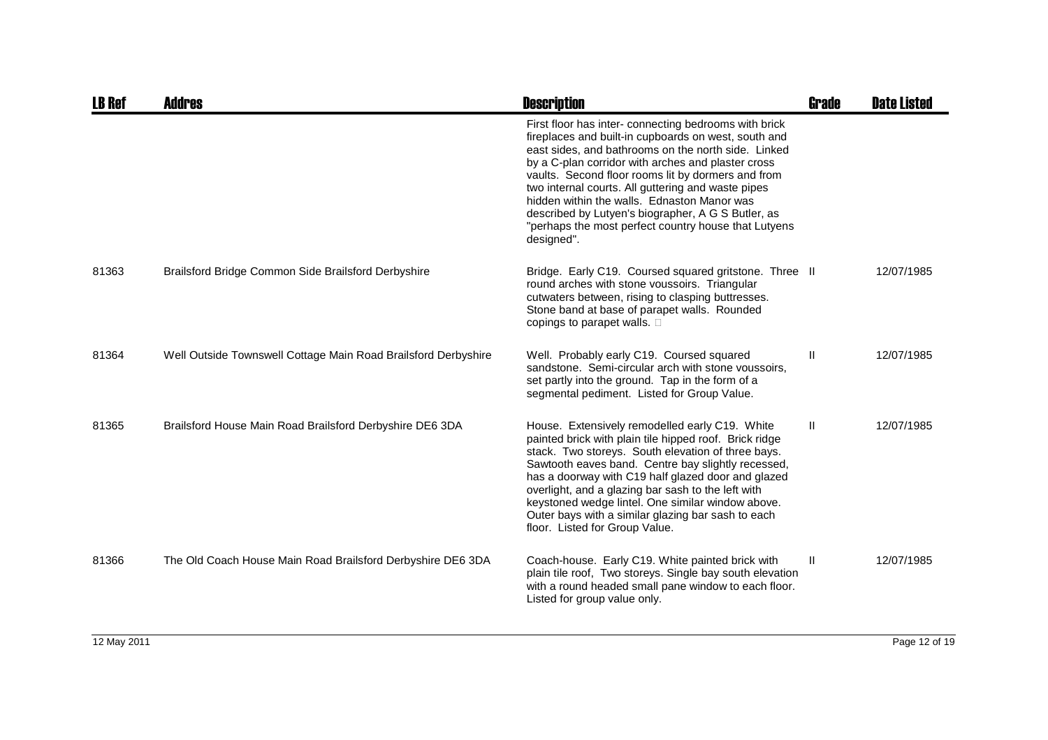| LB Ref | Addres | Description | Grade | Date Listed |
|---|---|---|---|---|
| | | First floor has inter- connecting bedrooms with brick fireplaces and built-in cupboards on west, south and east sides, and bathrooms on the north side. Linked by a C-plan corridor with arches and plaster cross vaults. Second floor rooms lit by dormers and from two internal courts. All guttering and waste pipes hidden within the walls. Ednaston Manor was described by Lutyen's biographer, A G S Butler, as "perhaps the most perfect country house that Lutyens designed". | | |
| 81363 | Brailsford Bridge Common Side Brailsford Derbyshire | Bridge. Early C19. Coursed squared gritstone. Three round arches with stone voussoirs. Triangular cutwaters between, rising to clasping buttresses. Stone band at base of parapet walls. Rounded copings to parapet walls. | II | 12/07/1985 |
| 81364 | Well Outside Townswell Cottage Main Road Brailsford Derbyshire | Well. Probably early C19. Coursed squared sandstone. Semi-circular arch with stone voussoirs, set partly into the ground. Tap in the form of a segmental pediment. Listed for Group Value. | II | 12/07/1985 |
| 81365 | Brailsford House Main Road Brailsford Derbyshire DE6 3DA | House. Extensively remodelled early C19. White painted brick with plain tile hipped roof. Brick ridge stack. Two storeys. South elevation of three bays. Sawtooth eaves band. Centre bay slightly recessed, has a doorway with C19 half glazed door and glazed overlight, and a glazing bar sash to the left with keystoned wedge lintel. One similar window above. Outer bays with a similar glazing bar sash to each floor. Listed for Group Value. | II | 12/07/1985 |
| 81366 | The Old Coach House Main Road Brailsford Derbyshire DE6 3DA | Coach-house. Early C19. White painted brick with plain tile roof, Two storeys. Single bay south elevation with a round headed small pane window to each floor. Listed for group value only. | II | 12/07/1985 |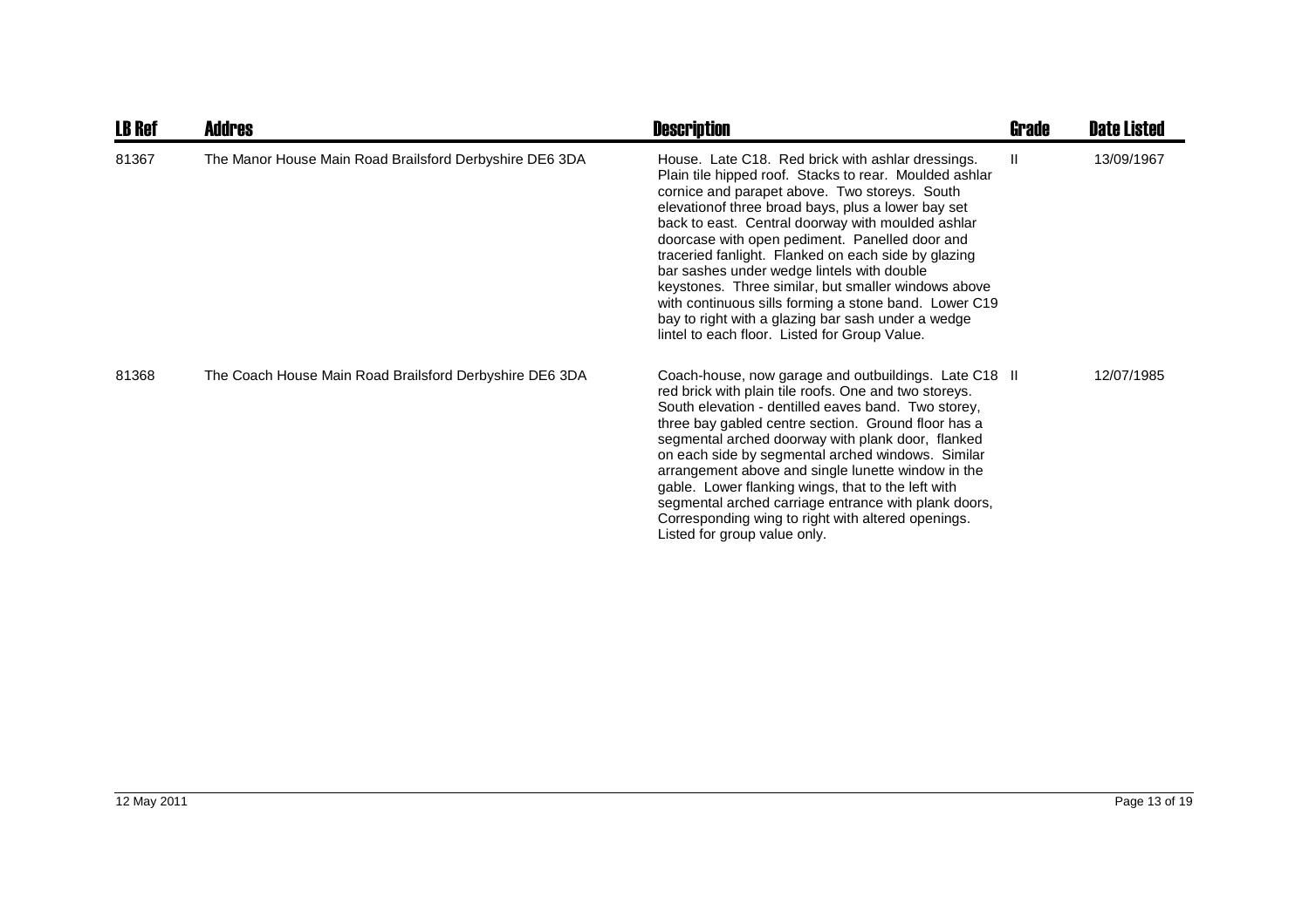| LB Ref | Addres | Description | Grade | Date Listed |
|---|---|---|---|---|
| 81367 | The Manor House Main Road Brailsford Derbyshire DE6 3DA | House. Late C18. Red brick with ashlar dressings. Plain tile hipped roof. Stacks to rear. Moulded ashlar cornice and parapet above. Two storeys. South elevationof three broad bays, plus a lower bay set back to east. Central doorway with moulded ashlar doorcase with open pediment. Panelled door and traceried fanlight. Flanked on each side by glazing bar sashes under wedge lintels with double keystones. Three similar, but smaller windows above with continuous sills forming a stone band. Lower C19 bay to right with a glazing bar sash under a wedge lintel to each floor. Listed for Group Value. | II | 13/09/1967 |
| 81368 | The Coach House Main Road Brailsford Derbyshire DE6 3DA | Coach-house, now garage and outbuildings. Late C18 red brick with plain tile roofs. One and two storeys. South elevation - dentilled eaves band. Two storey, three bay gabled centre section. Ground floor has a segmental arched doorway with plank door, flanked on each side by segmental arched windows. Similar arrangement above and single lunette window in the gable. Lower flanking wings, that to the left with segmental arched carriage entrance with plank doors, Corresponding wing to right with altered openings. Listed for group value only. | II | 12/07/1985 |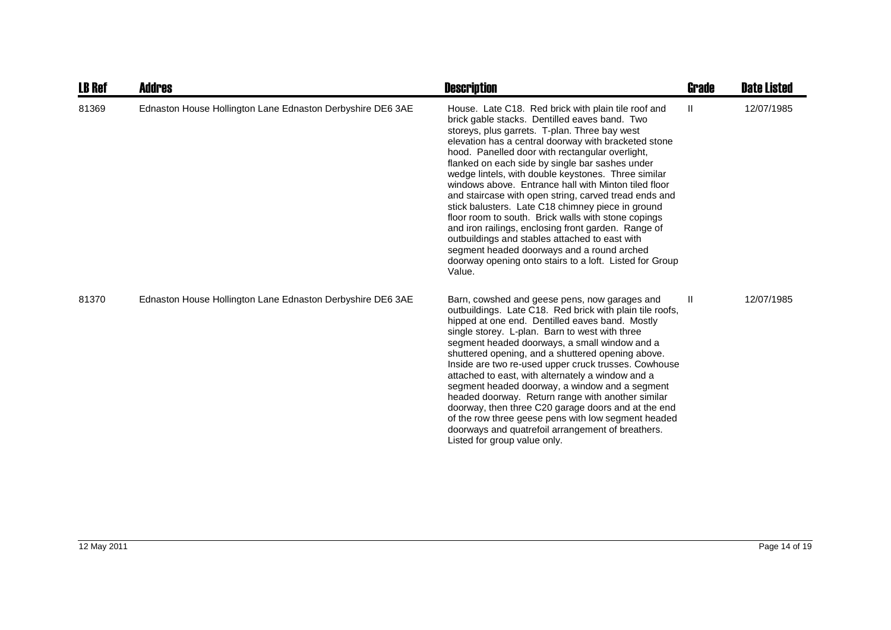| LB Ref | Addres | Description | Grade | Date Listed |
|---|---|---|---|---|
| 81369 | Ednaston House Hollington Lane Ednaston Derbyshire DE6 3AE | House. Late C18. Red brick with plain tile roof and brick gable stacks. Dentilled eaves band. Two storeys, plus garrets. T-plan. Three bay west elevation has a central doorway with bracketed stone hood. Panelled door with rectangular overlight, flanked on each side by single bar sashes under wedge lintels, with double keystones. Three similar windows above. Entrance hall with Minton tiled floor and staircase with open string, carved tread ends and stick balusters. Late C18 chimney piece in ground floor room to south. Brick walls with stone copings and iron railings, enclosing front garden. Range of outbuildings and stables attached to east with segment headed doorways and a round arched doorway opening onto stairs to a loft. Listed for Group Value. | II | 12/07/1985 |
| 81370 | Ednaston House Hollington Lane Ednaston Derbyshire DE6 3AE | Barn, cowshed and geese pens, now garages and outbuildings. Late C18. Red brick with plain tile roofs, hipped at one end. Dentilled eaves band. Mostly single storey. L-plan. Barn to west with three segment headed doorways, a small window and a shuttered opening, and a shuttered opening above. Inside are two re-used upper cruck trusses. Cowhouse attached to east, with alternately a window and a segment headed doorway, a window and a segment headed doorway. Return range with another similar doorway, then three C20 garage doors and at the end of the row three geese pens with low segment headed doorways and quatrefoil arrangement of breathers. Listed for group value only. | II | 12/07/1985 |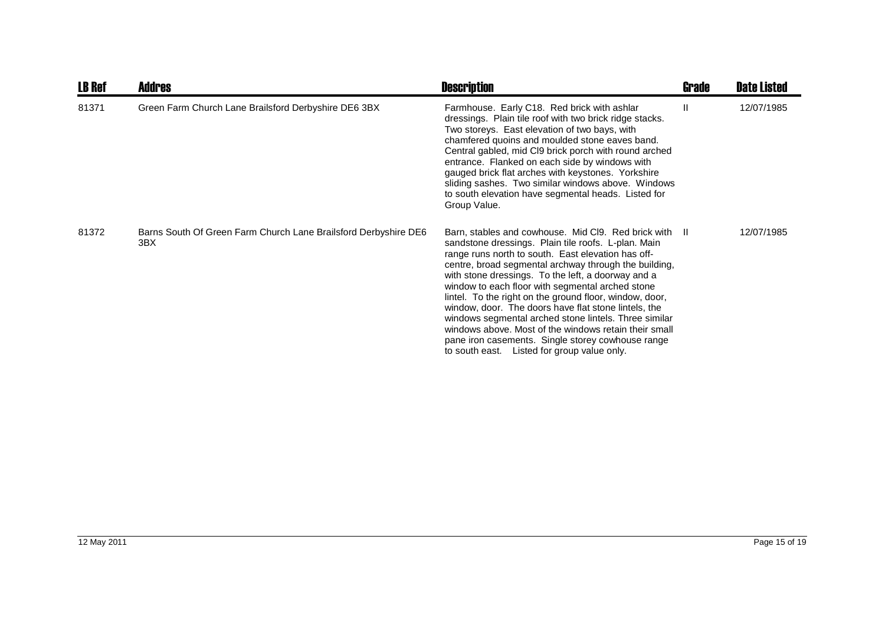| LB Ref | Addres | Description | Grade | Date Listed |
|---|---|---|---|---|
| 81371 | Green Farm Church Lane Brailsford Derbyshire DE6 3BX | Farmhouse. Early C18. Red brick with ashlar dressings. Plain tile roof with two brick ridge stacks. Two storeys. East elevation of two bays, with chamfered quoins and moulded stone eaves band. Central gabled, mid Cl9 brick porch with round arched entrance. Flanked on each side by windows with gauged brick flat arches with keystones. Yorkshire sliding sashes. Two similar windows above. Windows to south elevation have segmental heads. Listed for Group Value. | II | 12/07/1985 |
| 81372 | Barns South Of Green Farm Church Lane Brailsford Derbyshire DE6 3BX | Barn, stables and cowhouse. Mid Cl9. Red brick with sandstone dressings. Plain tile roofs. L-plan. Main range runs north to south. East elevation has off-centre, broad segmental archway through the building, with stone dressings. To the left, a doorway and a window to each floor with segmental arched stone lintel. To the right on the ground floor, window, door, window, door. The doors have flat stone lintels, the windows segmental arched stone lintels. Three similar windows above. Most of the windows retain their small pane iron casements. Single storey cowhouse range to south east. Listed for group value only. | II | 12/07/1985 |

12 May 2011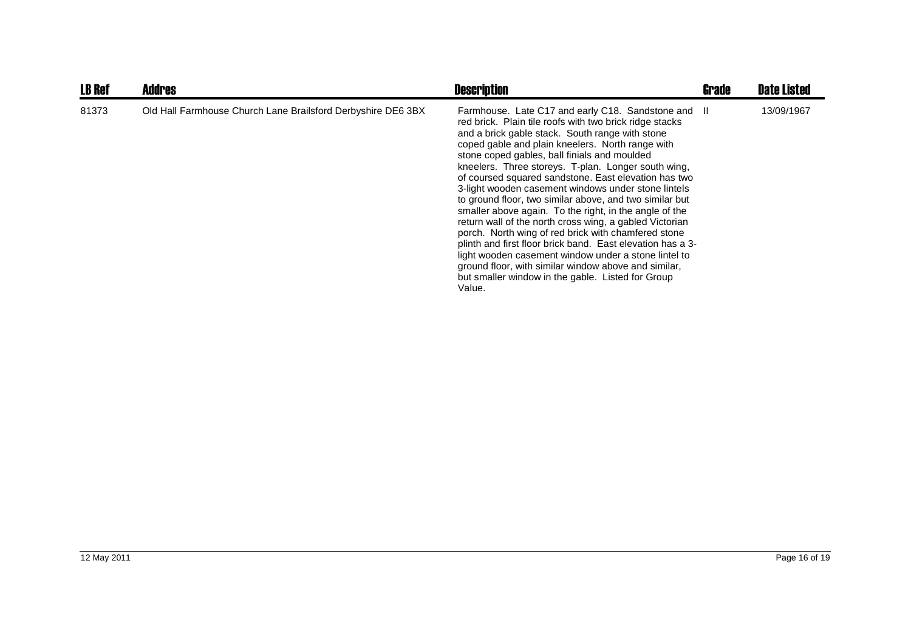| LB Ref | Addres | Description | Grade | Date Listed |
|---|---|---|---|---|
| 81373 | Old Hall Farmhouse Church Lane Brailsford Derbyshire DE6 3BX | Farmhouse. Late C17 and early C18. Sandstone and red brick. Plain tile roofs with two brick ridge stacks and a brick gable stack. South range with stone coped gable and plain kneelers. North range with stone coped gables, ball finials and moulded kneelers. Three storeys. T-plan. Longer south wing, of coursed squared sandstone. East elevation has two 3-light wooden casement windows under stone lintels to ground floor, two similar above, and two similar but smaller above again. To the right, in the angle of the return wall of the north cross wing, a gabled Victorian porch. North wing of red brick with chamfered stone plinth and first floor brick band. East elevation has a 3-light wooden casement window under a stone lintel to ground floor, with similar window above and similar, but smaller window in the gable. Listed for Group Value. | II | 13/09/1967 |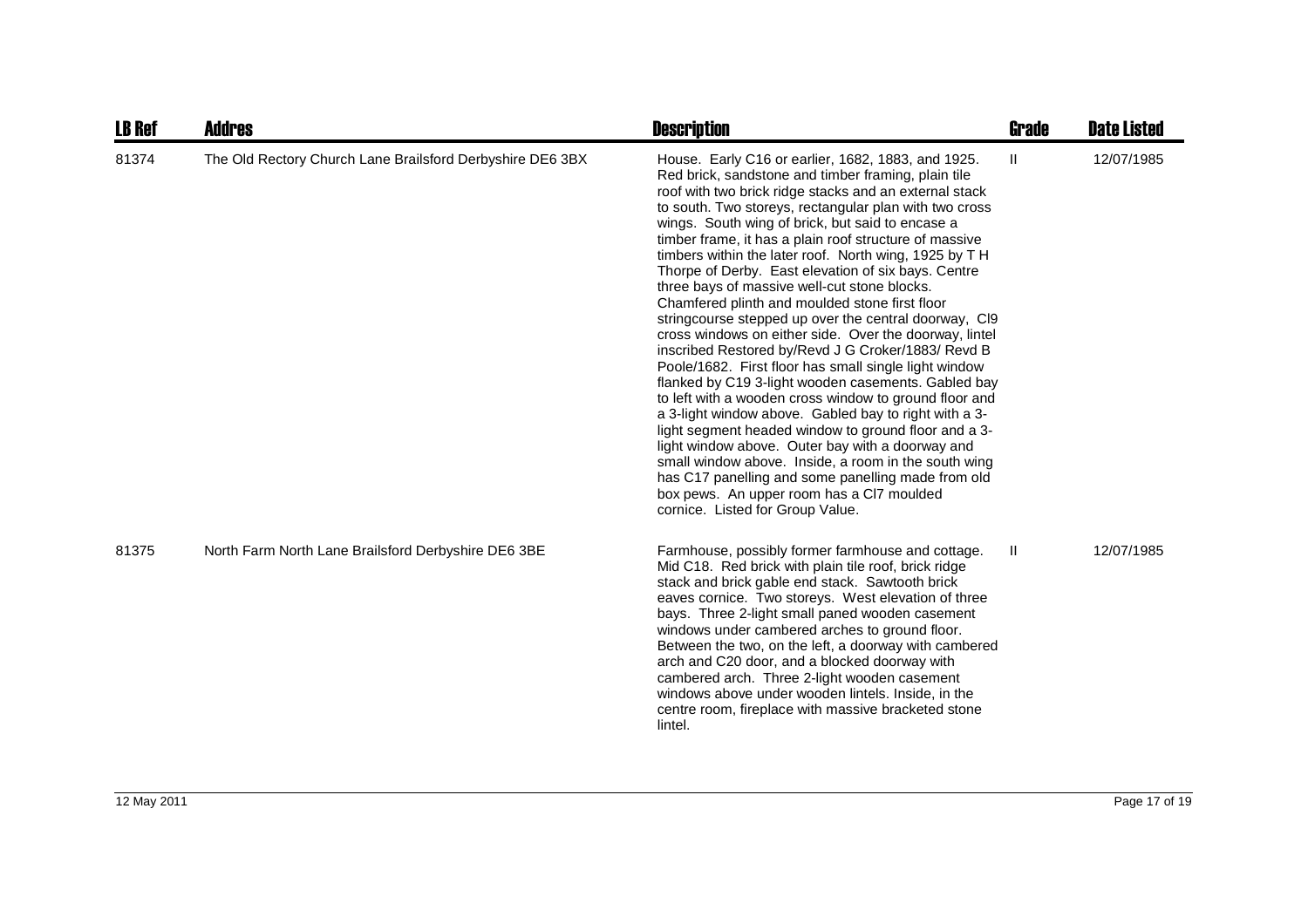| LB Ref | Addres | Description | Grade | Date Listed |
|---|---|---|---|---|
| 81374 | The Old Rectory Church Lane Brailsford Derbyshire DE6 3BX | House. Early C16 or earlier, 1682, 1883, and 1925. Red brick, sandstone and timber framing, plain tile roof with two brick ridge stacks and an external stack to south. Two storeys, rectangular plan with two cross wings. South wing of brick, but said to encase a timber frame, it has a plain roof structure of massive timbers within the later roof. North wing, 1925 by T H Thorpe of Derby. East elevation of six bays. Centre three bays of massive well-cut stone blocks. Chamfered plinth and moulded stone first floor stringcourse stepped up over the central doorway, Cl9 cross windows on either side. Over the doorway, lintel inscribed Restored by/Revd J G Croker/1883/ Revd B Poole/1682. First floor has small single light window flanked by C19 3-light wooden casements. Gabled bay to left with a wooden cross window to ground floor and a 3-light window above. Gabled bay to right with a 3-light segment headed window to ground floor and a 3-light window above. Outer bay with a doorway and small window above. Inside, a room in the south wing has C17 panelling and some panelling made from old box pews. An upper room has a Cl7 moulded cornice. Listed for Group Value. | II | 12/07/1985 |
| 81375 | North Farm North Lane Brailsford Derbyshire DE6 3BE | Farmhouse, possibly former farmhouse and cottage. Mid C18. Red brick with plain tile roof, brick ridge stack and brick gable end stack. Sawtooth brick eaves cornice. Two storeys. West elevation of three bays. Three 2-light small paned wooden casement windows under cambered arches to ground floor. Between the two, on the left, a doorway with cambered arch and C20 door, and a blocked doorway with cambered arch. Three 2-light wooden casement windows above under wooden lintels. Inside, in the centre room, fireplace with massive bracketed stone lintel. | II | 12/07/1985 |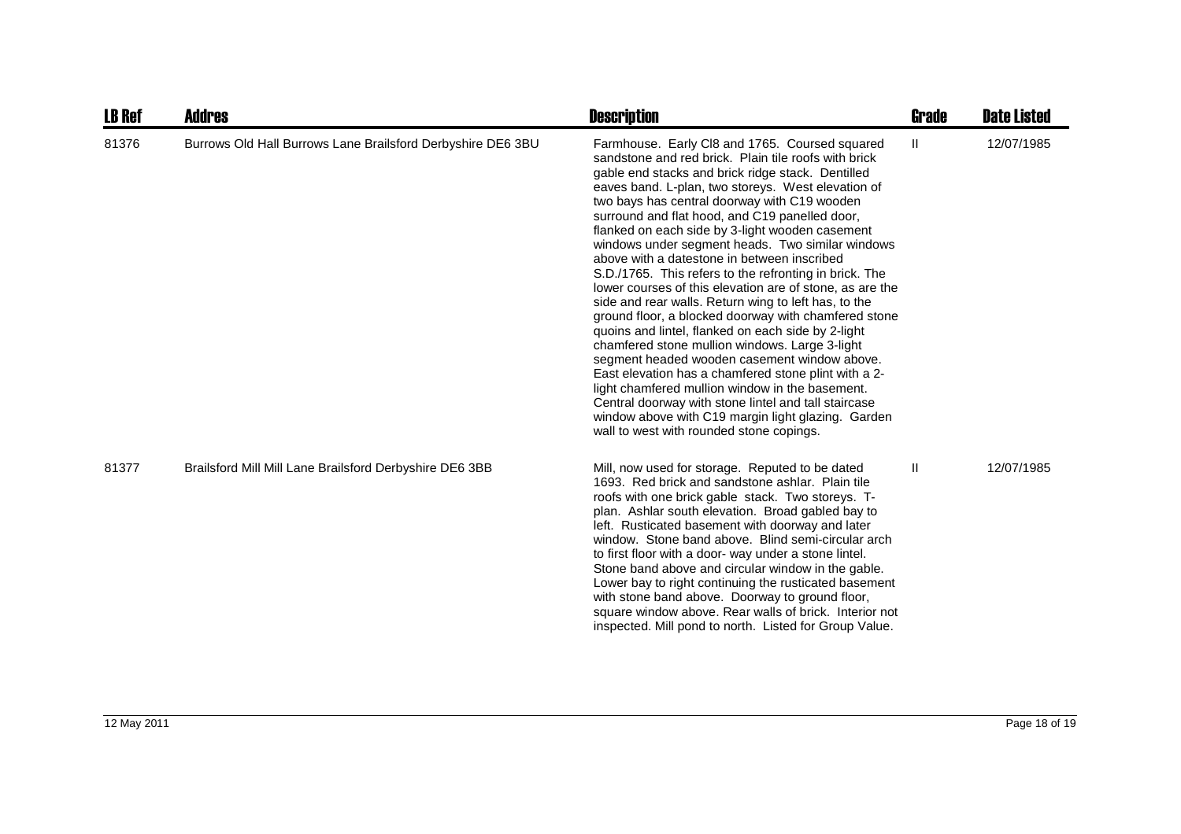| LB Ref | Addres | Description | Grade | Date Listed |
| --- | --- | --- | --- | --- |
| 81376 | Burrows Old Hall Burrows Lane Brailsford Derbyshire DE6 3BU | Farmhouse. Early Cl8 and 1765. Coursed squared sandstone and red brick. Plain tile roofs with brick gable end stacks and brick ridge stack. Dentilled eaves band. L-plan, two storeys. West elevation of two bays has central doorway with C19 wooden surround and flat hood, and C19 panelled door, flanked on each side by 3-light wooden casement windows under segment heads. Two similar windows above with a datestone in between inscribed S.D./1765. This refers to the refronting in brick. The lower courses of this elevation are of stone, as are the side and rear walls. Return wing to left has, to the ground floor, a blocked doorway with chamfered stone quoins and lintel, flanked on each side by 2-light chamfered stone mullion windows. Large 3-light segment headed wooden casement window above. East elevation has a chamfered stone plint with a 2-light chamfered mullion window in the basement. Central doorway with stone lintel and tall staircase window above with C19 margin light glazing. Garden wall to west with rounded stone copings. | II | 12/07/1985 |
| 81377 | Brailsford Mill Mill Lane Brailsford Derbyshire DE6 3BB | Mill, now used for storage. Reputed to be dated 1693. Red brick and sandstone ashlar. Plain tile roofs with one brick gable stack. Two storeys. T-plan. Ashlar south elevation. Broad gabled bay to left. Rusticated basement with doorway and later window. Stone band above. Blind semi-circular arch to first floor with a door- way under a stone lintel. Stone band above and circular window in the gable. Lower bay to right continuing the rusticated basement with stone band above. Doorway to ground floor, square window above. Rear walls of brick. Interior not inspected. Mill pond to north. Listed for Group Value. | II | 12/07/1985 |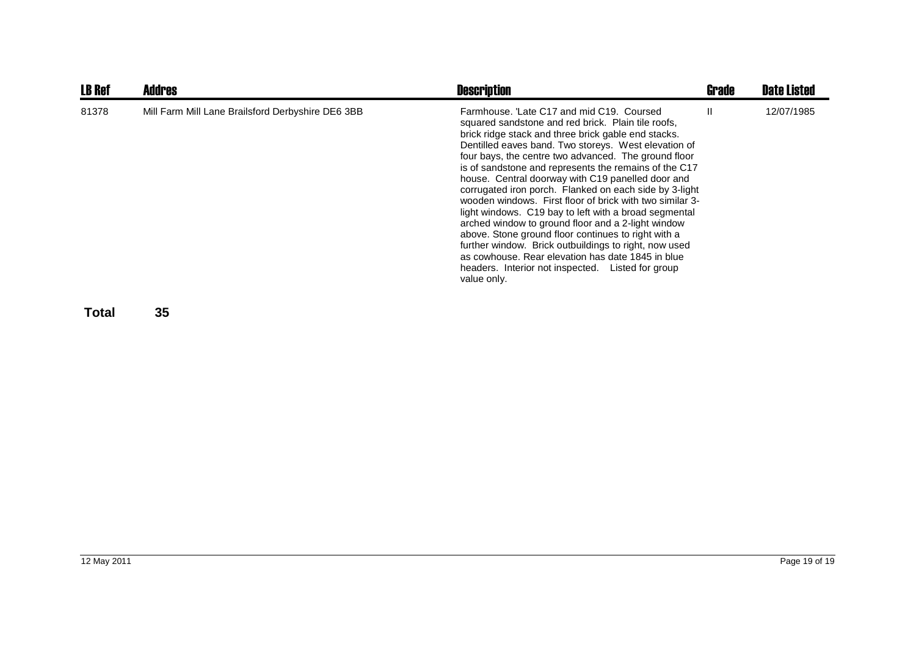| LB Ref | Addres | Description | Grade | Date Listed |
|---|---|---|---|---|
| 81378 | Mill Farm Mill Lane Brailsford Derbyshire DE6 3BB | Farmhouse. 'Late C17 and mid C19. Coursed squared sandstone and red brick. Plain tile roofs, brick ridge stack and three brick gable end stacks. Dentilled eaves band. Two storeys. West elevation of four bays, the centre two advanced. The ground floor is of sandstone and represents the remains of the C17 house. Central doorway with C19 panelled door and corrugated iron porch. Flanked on each side by 3-light wooden windows. First floor of brick with two similar 3-light windows. C19 bay to left with a broad segmental arched window to ground floor and a 2-light window above. Stone ground floor continues to right with a further window. Brick outbuildings to right, now used as cowhouse. Rear elevation has date 1845 in blue headers. Interior not inspected. Listed for group value only. | II | 12/07/1985 |

**Total** **35**